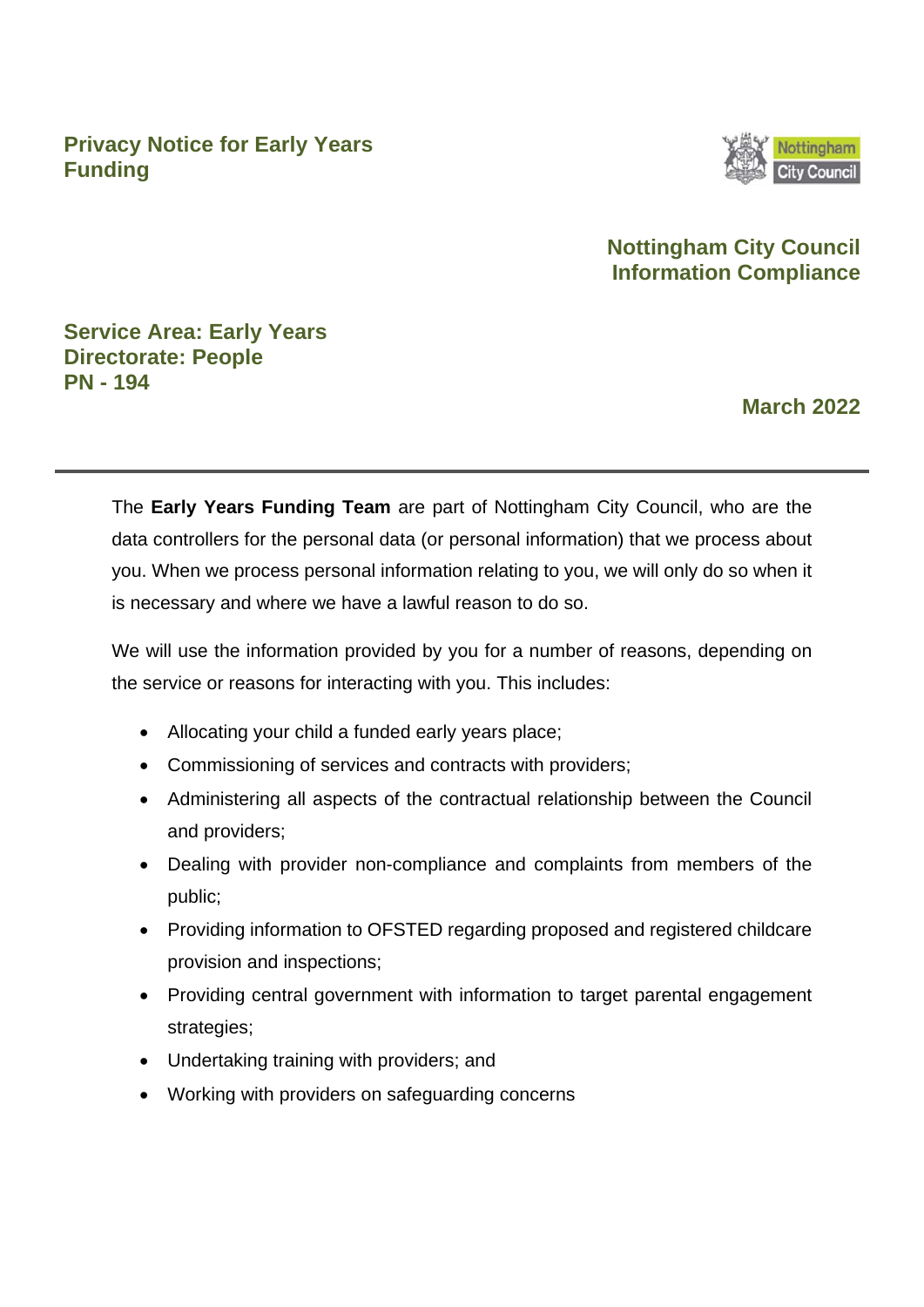# Privacy Notice for Early Years Funding

**Nottingham City Council Information Compliance**

**Service Area: Early Years**
**Directorate: People**
**PN - 194**

**March 2022**

---

The **Early Years Funding Team** are part of Nottingham City Council, who are the data controllers for the personal data (or personal information) that we process about you. When we process personal information relating to you, we will only do so when it is necessary and where we have a lawful reason to do so.

We will use the information provided by you for a number of reasons, depending on the service or reasons for interacting with you. This includes:

- Allocating your child a funded early years place;
- Commissioning of services and contracts with providers;
- Administering all aspects of the contractual relationship between the Council and providers;
- Dealing with provider non-compliance and complaints from members of the public;
- Providing information to OFSTED regarding proposed and registered childcare provision and inspections;
- Providing central government with information to target parental engagement strategies;
- Undertaking training with providers; and
- Working with providers on safeguarding concerns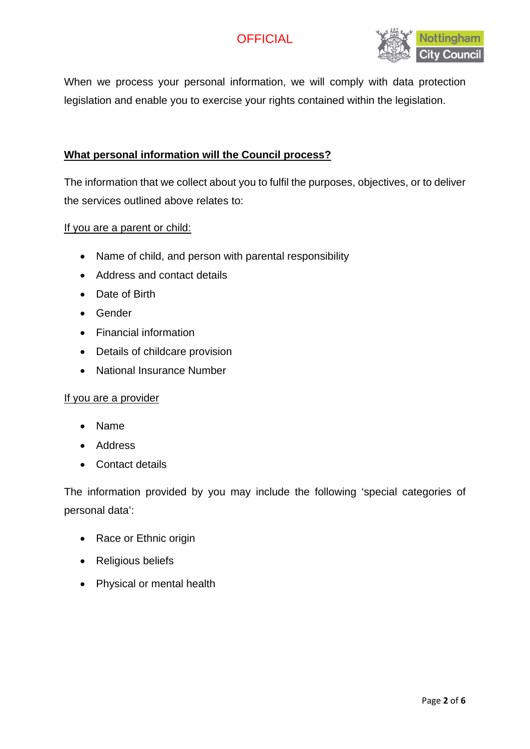When we process your personal information, we will comply with data protection legislation and enable you to exercise your rights contained within the legislation.

## What personal information will the Council process?

The information that we collect about you to fulfil the purposes, objectives, or to deliver the services outlined above relates to:

If you are a parent or child:

- Name of child, and person with parental responsibility
- Address and contact details
- Date of Birth
- Gender
- Financial information
- Details of childcare provision
- National Insurance Number

If you are a provider

- Name
- Address
- Contact details

The information provided by you may include the following 'special categories of personal data':

- Race or Ethnic origin
- Religious beliefs
- Physical or mental health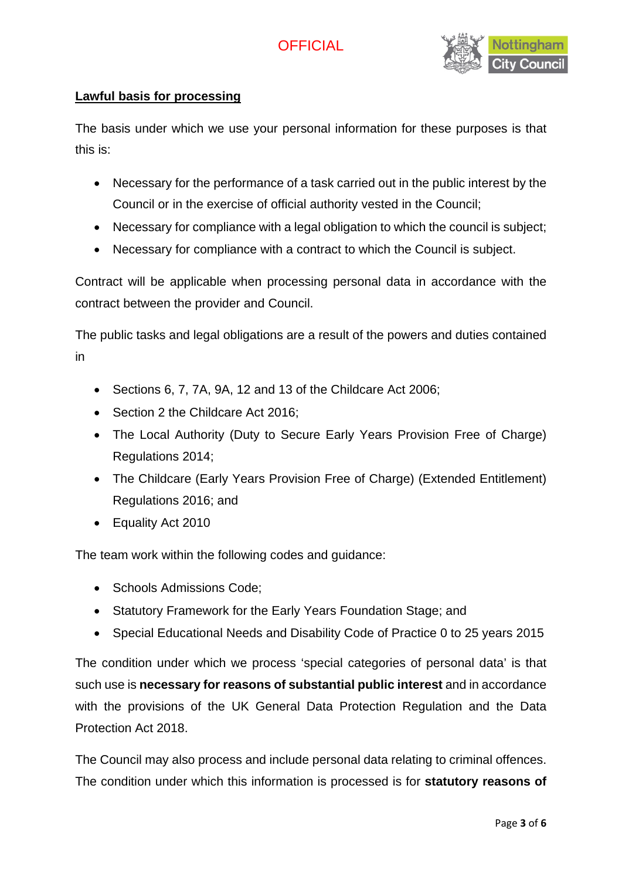## **Lawful basis for processing**

The basis under which we use your personal information for these purposes is that this is:

- Necessary for the performance of a task carried out in the public interest by the Council or in the exercise of official authority vested in the Council;
- Necessary for compliance with a legal obligation to which the council is subject;
- Necessary for compliance with a contract to which the Council is subject.

Contract will be applicable when processing personal data in accordance with the contract between the provider and Council.

The public tasks and legal obligations are a result of the powers and duties contained in

- Sections 6, 7, 7A, 9A, 12 and 13 of the Childcare Act 2006;
- Section 2 the Childcare Act 2016;
- The Local Authority (Duty to Secure Early Years Provision Free of Charge) Regulations 2014;
- The Childcare (Early Years Provision Free of Charge) (Extended Entitlement) Regulations 2016; and
- Equality Act 2010

The team work within the following codes and guidance:

- Schools Admissions Code;
- Statutory Framework for the Early Years Foundation Stage; and
- Special Educational Needs and Disability Code of Practice 0 to 25 years 2015

The condition under which we process 'special categories of personal data' is that such use is **necessary for reasons of substantial public interest** and in accordance with the provisions of the UK General Data Protection Regulation and the Data Protection Act 2018.

The Council may also process and include personal data relating to criminal offences. The condition under which this information is processed is for **statutory reasons of**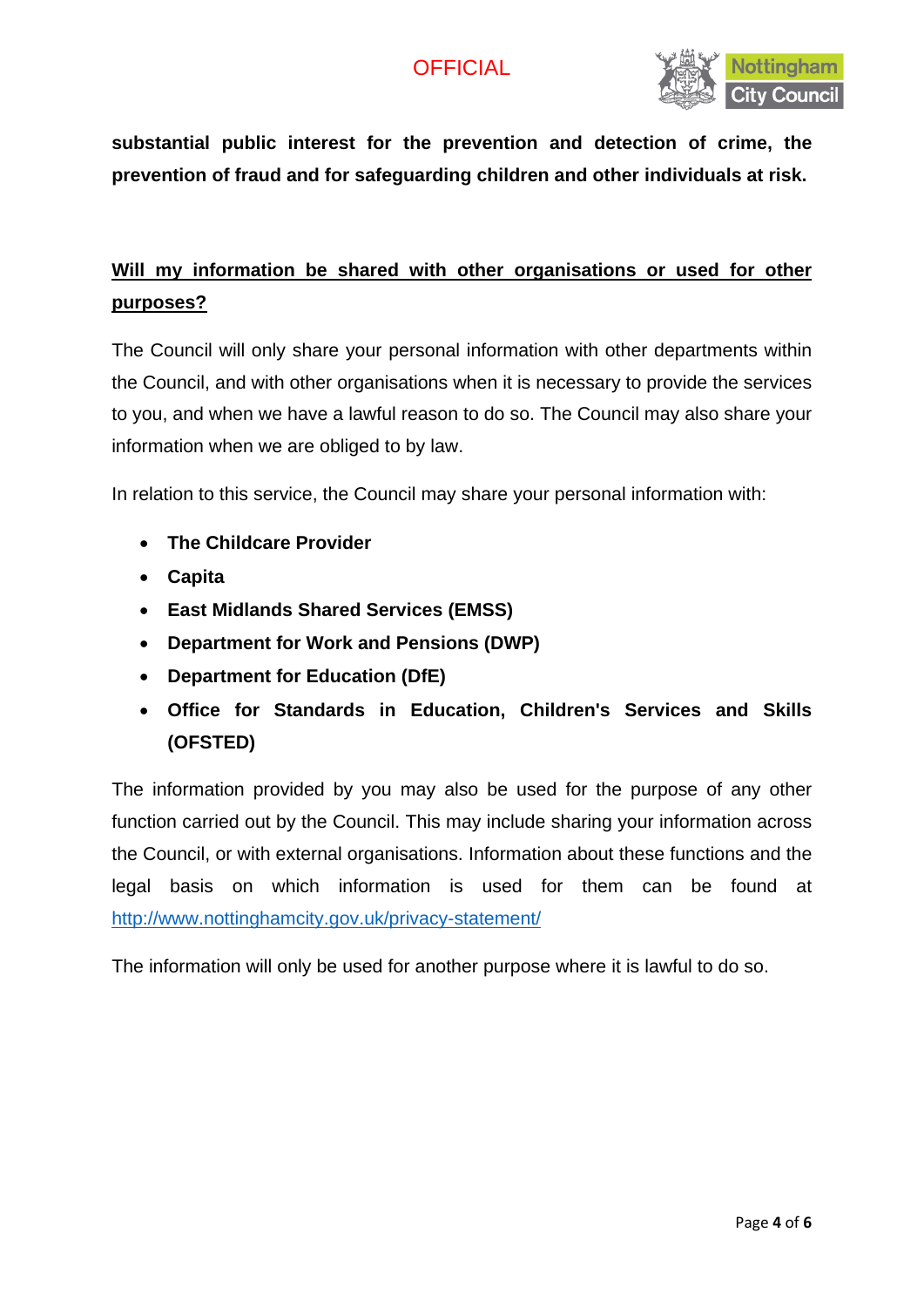**substantial public interest for the prevention and detection of crime, the prevention of fraud and for safeguarding children and other individuals at risk.**

## Will my information be shared with other organisations or used for other purposes?

The Council will only share your personal information with other departments within the Council, and with other organisations when it is necessary to provide the services to you, and when we have a lawful reason to do so. The Council may also share your information when we are obliged to by law.

In relation to this service, the Council may share your personal information with:

- **The Childcare Provider**
- **Capita**
- **East Midlands Shared Services (EMSS)**
- **Department for Work and Pensions (DWP)**
- **Department for Education (DfE)**
- **Office for Standards in Education, Children's Services and Skills (OFSTED)**

The information provided by you may also be used for the purpose of any other function carried out by the Council. This may include sharing your information across the Council, or with external organisations. Information about these functions and the legal basis on which information is used for them can be found at [http://www.nottinghamcity.gov.uk/privacy-statement/](http://www.nottinghamcity.gov.uk/privacy-statement/)

The information will only be used for another purpose where it is lawful to do so.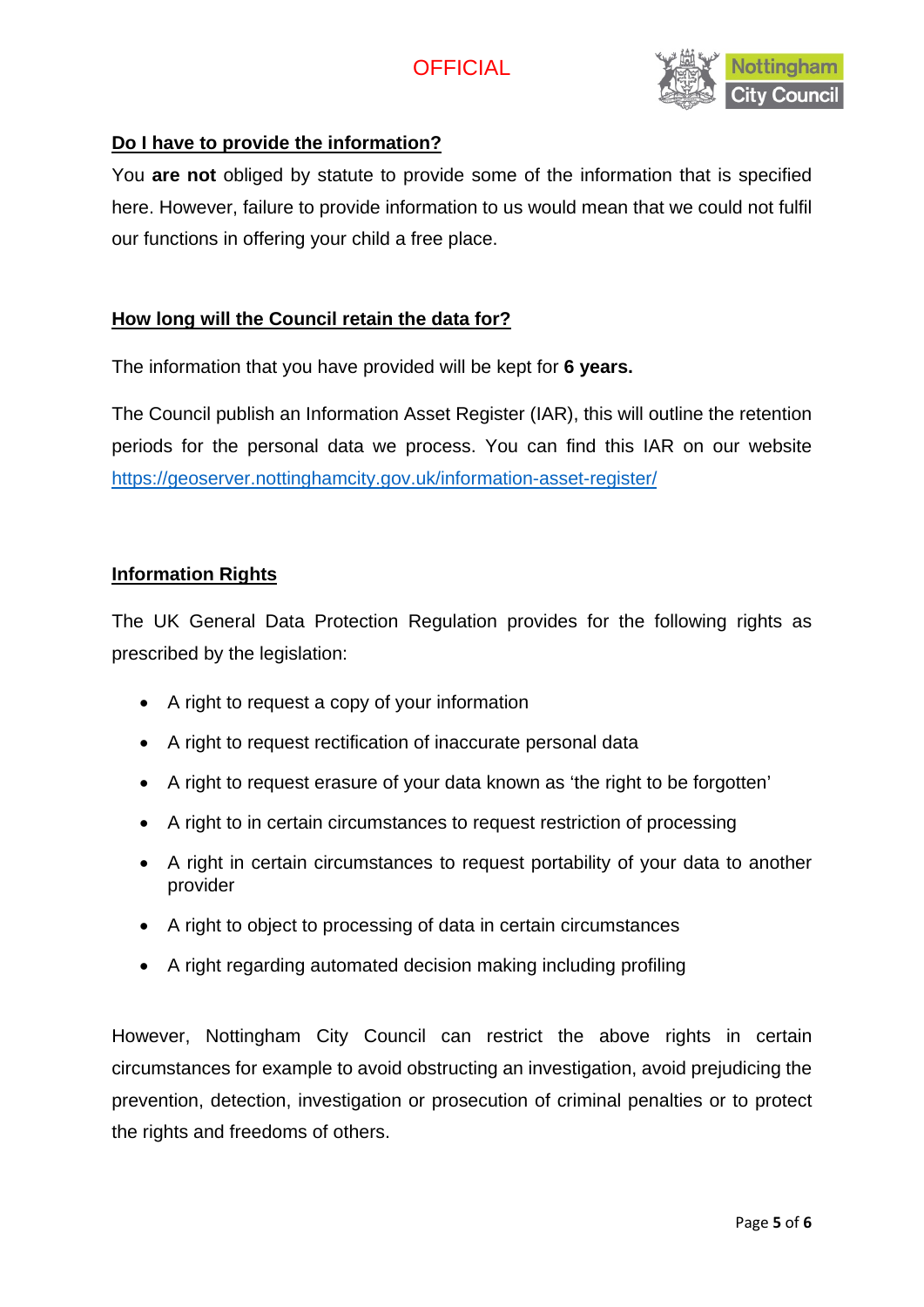## Do I have to provide the information?

You **are not** obliged by statute to provide some of the information that is specified here. However, failure to provide information to us would mean that we could not fulfil our functions in offering your child a free place.

## How long will the Council retain the data for?

The information that you have provided will be kept for **6 years.**

The Council publish an Information Asset Register (IAR), this will outline the retention periods for the personal data we process. You can find this IAR on our website https://geoserver.nottinghamcity.gov.uk/information-asset-register/

## Information Rights

The UK General Data Protection Regulation provides for the following rights as prescribed by the legislation:

- A right to request a copy of your information
- A right to request rectification of inaccurate personal data
- A right to request erasure of your data known as 'the right to be forgotten'
- A right to in certain circumstances to request restriction of processing
- A right in certain circumstances to request portability of your data to another provider
- A right to object to processing of data in certain circumstances
- A right regarding automated decision making including profiling

However, Nottingham City Council can restrict the above rights in certain circumstances for example to avoid obstructing an investigation, avoid prejudicing the prevention, detection, investigation or prosecution of criminal penalties or to protect the rights and freedoms of others.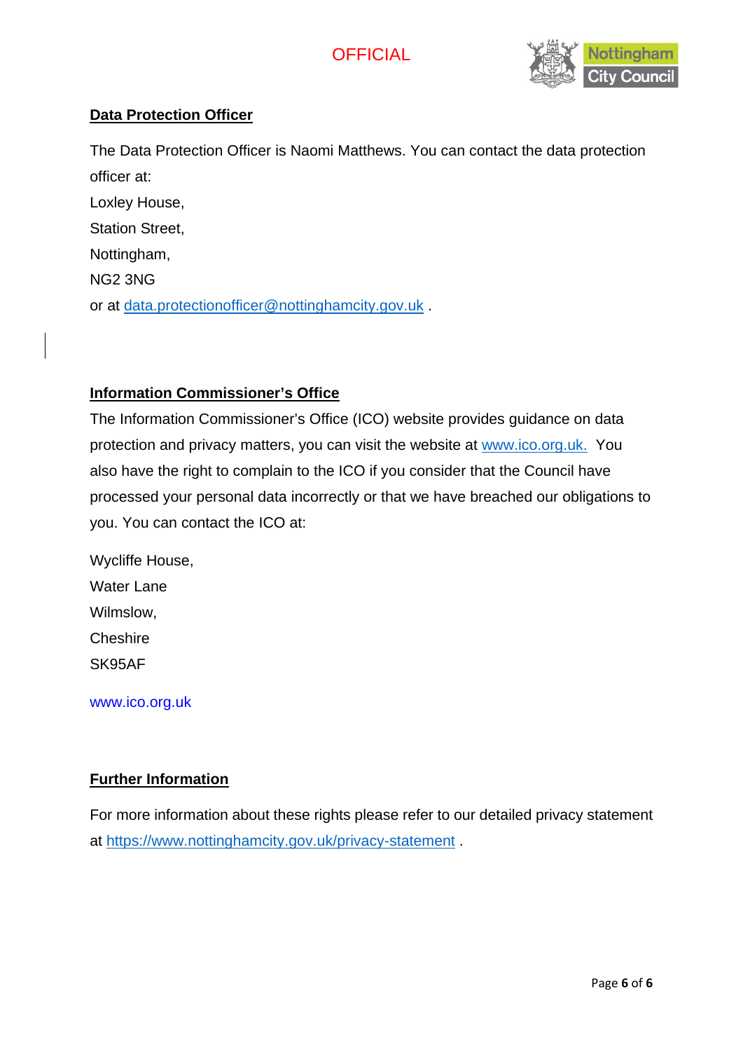## Data Protection Officer

The Data Protection Officer is Naomi Matthews. You can contact the data protection officer at:

Loxley House,
Station Street,
Nottingham,
NG2 3NG

or at data.protectionofficer@nottinghamcity.gov.uk .

## Information Commissioner's Office

The Information Commissioner's Office (ICO) website provides guidance on data protection and privacy matters, you can visit the website at www.ico.org.uk. You also have the right to complain to the ICO if you consider that the Council have processed your personal data incorrectly or that we have breached our obligations to you. You can contact the ICO at:

Wycliffe House,
Water Lane
Wilmslow,
Cheshire
SK95AF

www.ico.org.uk

## Further Information

For more information about these rights please refer to our detailed privacy statement at https://www.nottinghamcity.gov.uk/privacy-statement .